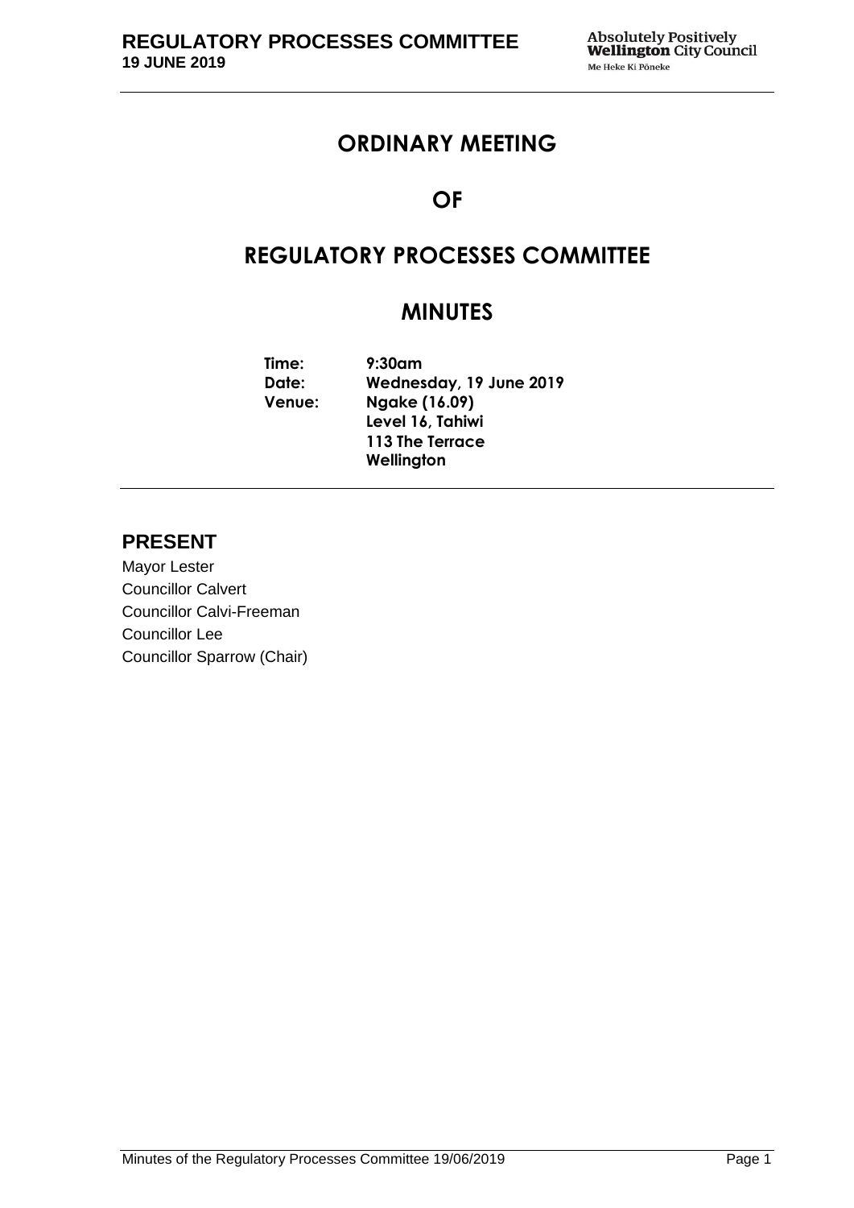# ORDINARY MEETING

# OF

# REGULATORY PROCESSES COMMITTEE

# MINUTES

**Time:** 9:30am
**Date:** Wednesday, 19 June 2019
**Venue:** Ngake (16.09)
Level 16, Tahiwi
113 The Terrace
Wellington

## PRESENT

Mayor Lester
Councillor Calvert
Councillor Calvi-Freeman
Councillor Lee
Councillor Sparrow (Chair)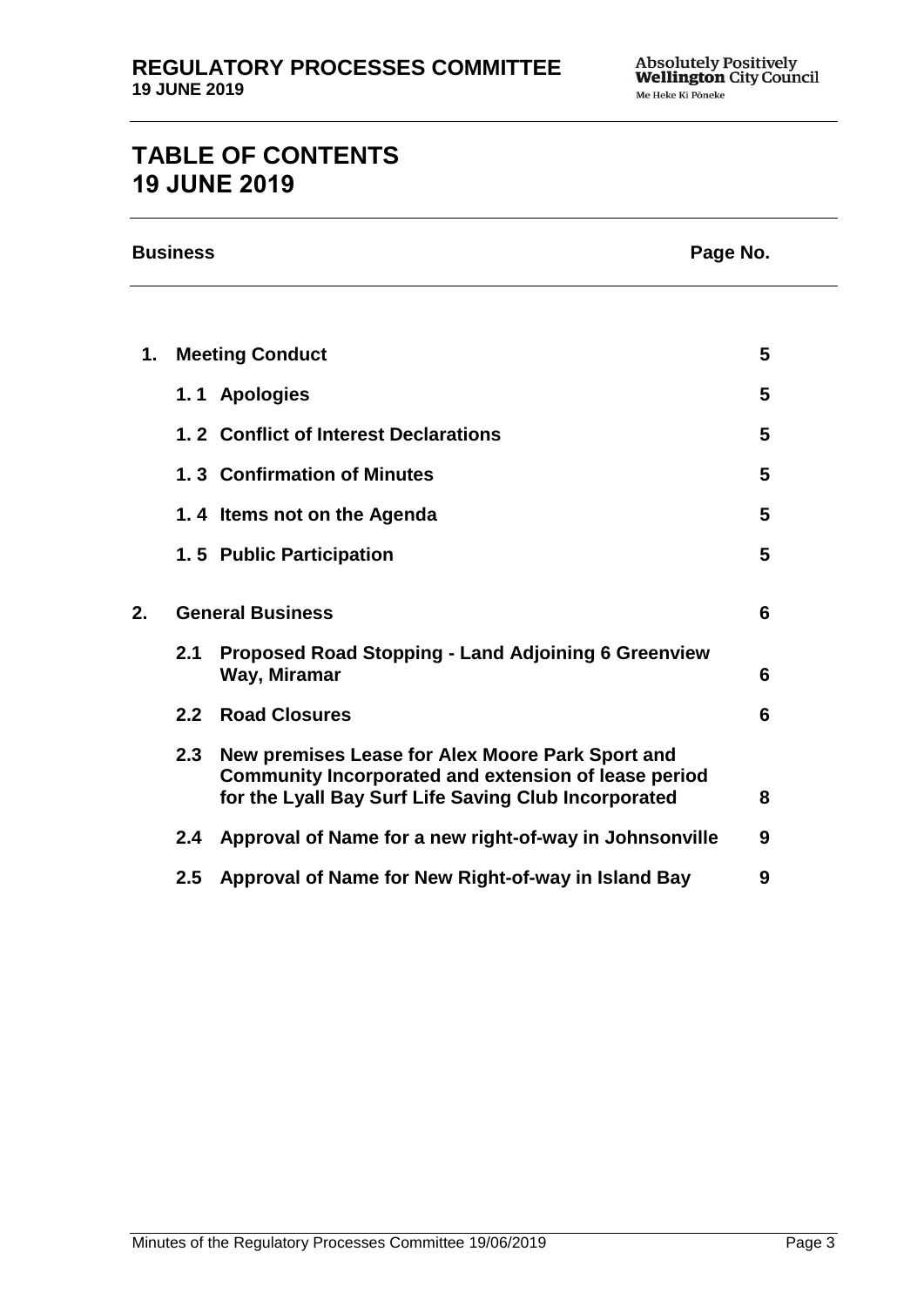# TABLE OF CONTENTS
# 19 JUNE 2019

| Business | | | Page No. |
|---|---|---|---|
| **1.** | **Meeting Conduct** | | **5** |
| | **1. 1** | **Apologies** | **5** |
| | **1. 2** | **Conflict of Interest Declarations** | **5** |
| | **1. 3** | **Confirmation of Minutes** | **5** |
| | **1. 4** | **Items not on the Agenda** | **5** |
| | **1. 5** | **Public Participation** | **5** |
| **2.** | **General Business** | | **6** |
| | **2.1** | **Proposed Road Stopping - Land Adjoining 6 Greenview Way, Miramar** | **6** |
| | **2.2** | **Road Closures** | **6** |
| | **2.3** | **New premises Lease for Alex Moore Park Sport and Community Incorporated and extension of lease period for the Lyall Bay Surf Life Saving Club Incorporated** | **8** |
| | **2.4** | **Approval of Name for a new right-of-way in Johnsonville** | **9** |
| | **2.5** | **Approval of Name for New Right-of-way in Island Bay** | **9** |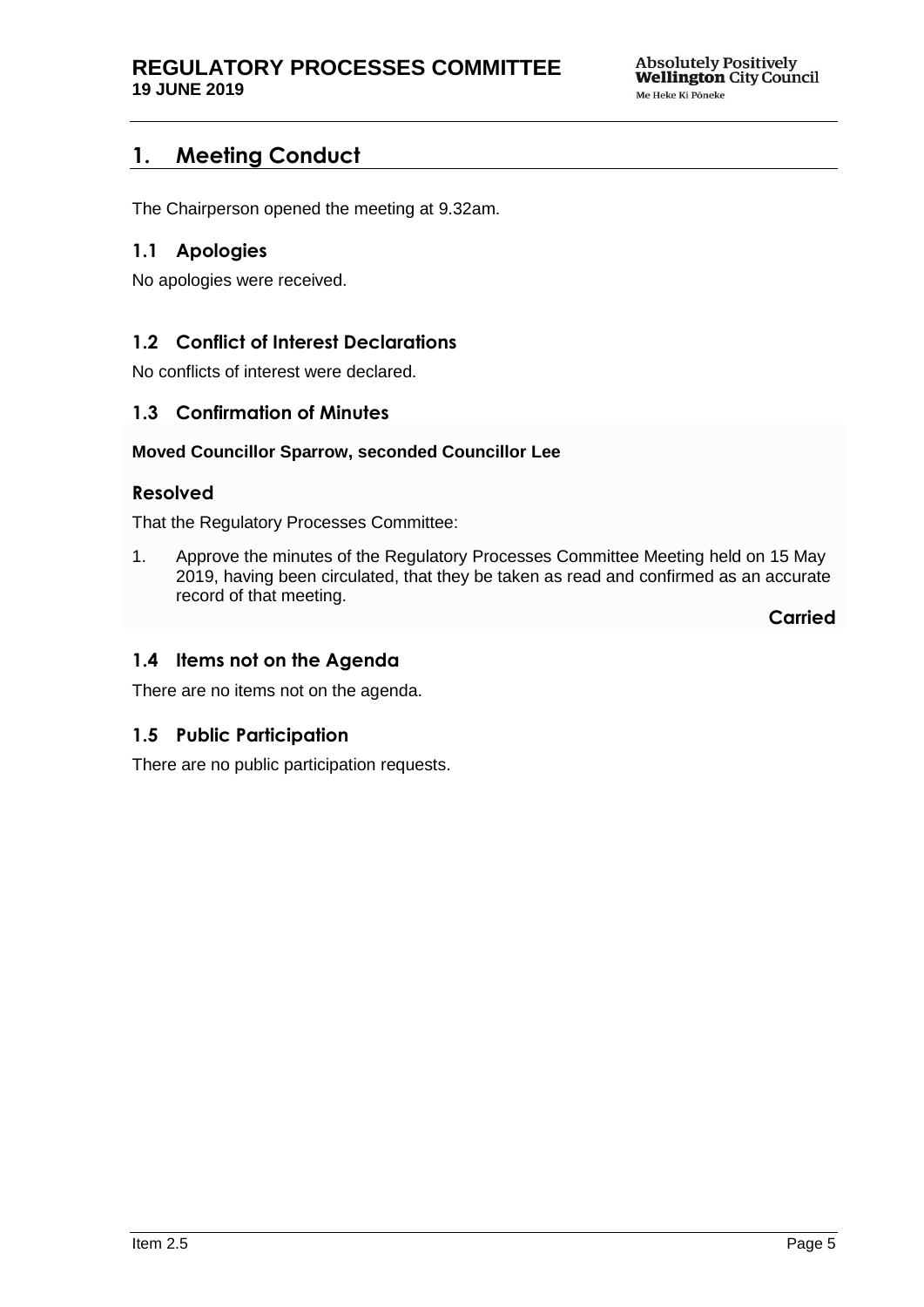# 1. Meeting Conduct

The Chairperson opened the meeting at 9.32am.

## 1.1 Apologies

No apologies were received.

## 1.2 Conflict of Interest Declarations

No conflicts of interest were declared.

## 1.3 Confirmation of Minutes

**Moved Councillor Sparrow, seconded Councillor Lee**

### Resolved

That the Regulatory Processes Committee:

1. Approve the minutes of the Regulatory Processes Committee Meeting held on 15 May 2019, having been circulated, that they be taken as read and confirmed as an accurate record of that meeting.

**Carried**

## 1.4 Items not on the Agenda

There are no items not on the agenda.

## 1.5 Public Participation

There are no public participation requests.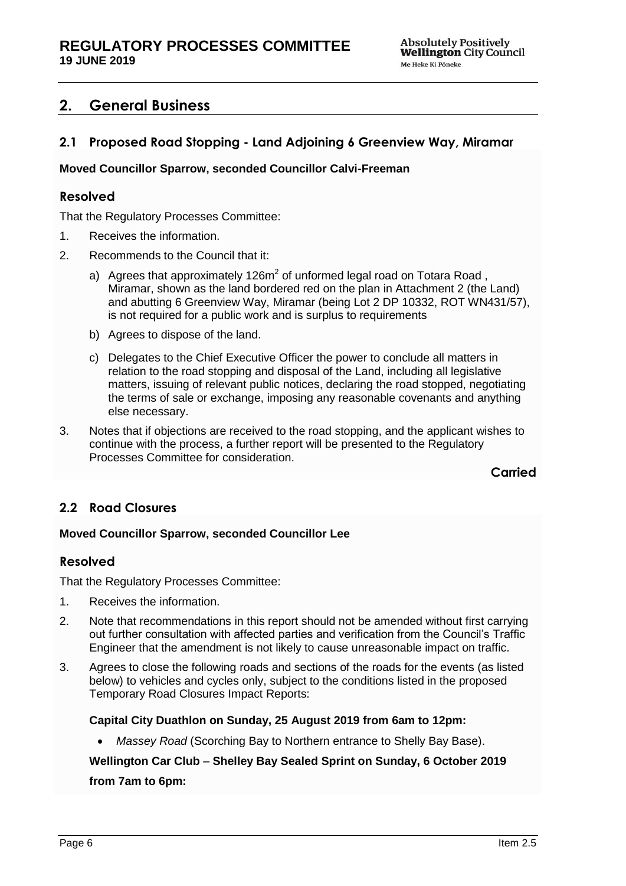## 2. General Business

### 2.1 Proposed Road Stopping - Land Adjoining 6 Greenview Way, Miramar

**Moved Councillor Sparrow, seconded Councillor Calvi-Freeman**

### Resolved

That the Regulatory Processes Committee:

1. Receives the information.
2. Recommends to the Council that it:
    a) Agrees that approximately 126m$^2$ of unformed legal road on Totara Road , Miramar, shown as the land bordered red on the plan in Attachment 2 (the Land) and abutting 6 Greenview Way, Miramar (being Lot 2 DP 10332, ROT WN431/57), is not required for a public work and is surplus to requirements
    b) Agrees to dispose of the land.
    c) Delegates to the Chief Executive Officer the power to conclude all matters in relation to the road stopping and disposal of the Land, including all legislative matters, issuing of relevant public notices, declaring the road stopped, negotiating the terms of sale or exchange, imposing any reasonable covenants and anything else necessary.
3. Notes that if objections are received to the road stopping, and the applicant wishes to continue with the process, a further report will be presented to the Regulatory Processes Committee for consideration.

**Carried**

### 2.2 Road Closures

**Moved Councillor Sparrow, seconded Councillor Lee**

### Resolved

That the Regulatory Processes Committee:

1. Receives the information.
2. Note that recommendations in this report should not be amended without first carrying out further consultation with affected parties and verification from the Council's Traffic Engineer that the amendment is not likely to cause unreasonable impact on traffic.
3. Agrees to close the following roads and sections of the roads for the events (as listed below) to vehicles and cycles only, subject to the conditions listed in the proposed Temporary Road Closures Impact Reports:

    **Capital City Duathlon on Sunday, 25 August 2019 from 6am to 12pm:**

    - *Massey Road* (Scorching Bay to Northern entrance to Shelly Bay Base).

    **Wellington Car Club – Shelley Bay Sealed Sprint on Sunday, 6 October 2019 from 7am to 6pm:**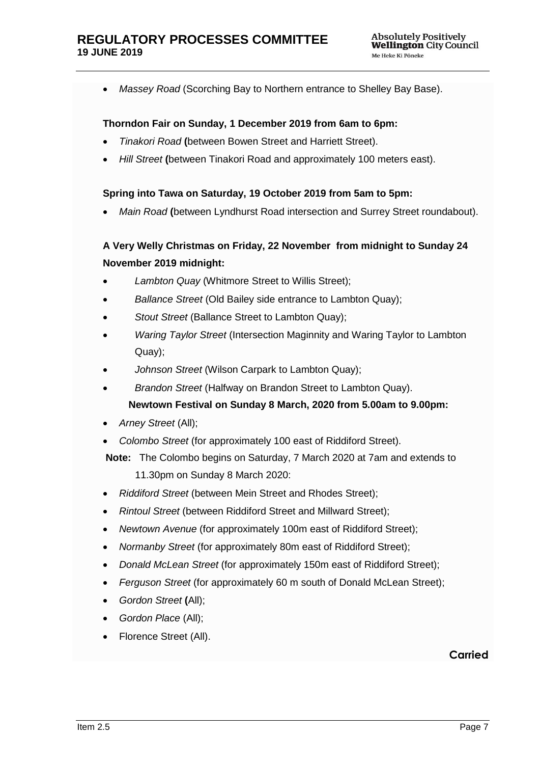- *Massey Road* (Scorching Bay to Northern entrance to Shelley Bay Base).

**Thorndon Fair on Sunday, 1 December 2019 from 6am to 6pm:**

- *Tinakori Road* **(**between Bowen Street and Harriett Street).
- *Hill Street* **(**between Tinakori Road and approximately 100 meters east).

**Spring into Tawa on Saturday, 19 October 2019 from 5am to 5pm:**

- *Main Road* **(**between Lyndhurst Road intersection and Surrey Street roundabout).

**A Very Welly Christmas on Friday, 22 November from midnight to Sunday 24 November 2019 midnight:**

- *Lambton Quay* (Whitmore Street to Willis Street);
- *Ballance Street* (Old Bailey side entrance to Lambton Quay);
- *Stout Street* (Ballance Street to Lambton Quay);
- *Waring Taylor Street* (Intersection Maginnity and Waring Taylor to Lambton Quay);
- *Johnson Street* (Wilson Carpark to Lambton Quay);
- *Brandon Street* (Halfway on Brandon Street to Lambton Quay).

**Newtown Festival on Sunday 8 March, 2020 from 5.00am to 9.00pm:**

- *Arney Street* (All);
- *Colombo Street* (for approximately 100 east of Riddiford Street).

**Note:** The Colombo begins on Saturday, 7 March 2020 at 7am and extends to 11.30pm on Sunday 8 March 2020:

- *Riddiford Street* (between Mein Street and Rhodes Street);
- *Rintoul Street* (between Riddiford Street and Millward Street);
- *Newtown Avenue* (for approximately 100m east of Riddiford Street);
- *Normanby Street* (for approximately 80m east of Riddiford Street);
- *Donald McLean Street* (for approximately 150m east of Riddiford Street);
- *Ferguson Street* (for approximately 60 m south of Donald McLean Street);
- *Gordon Street* **(**All);
- *Gordon Place* (All);
- Florence Street (All).

**Carried**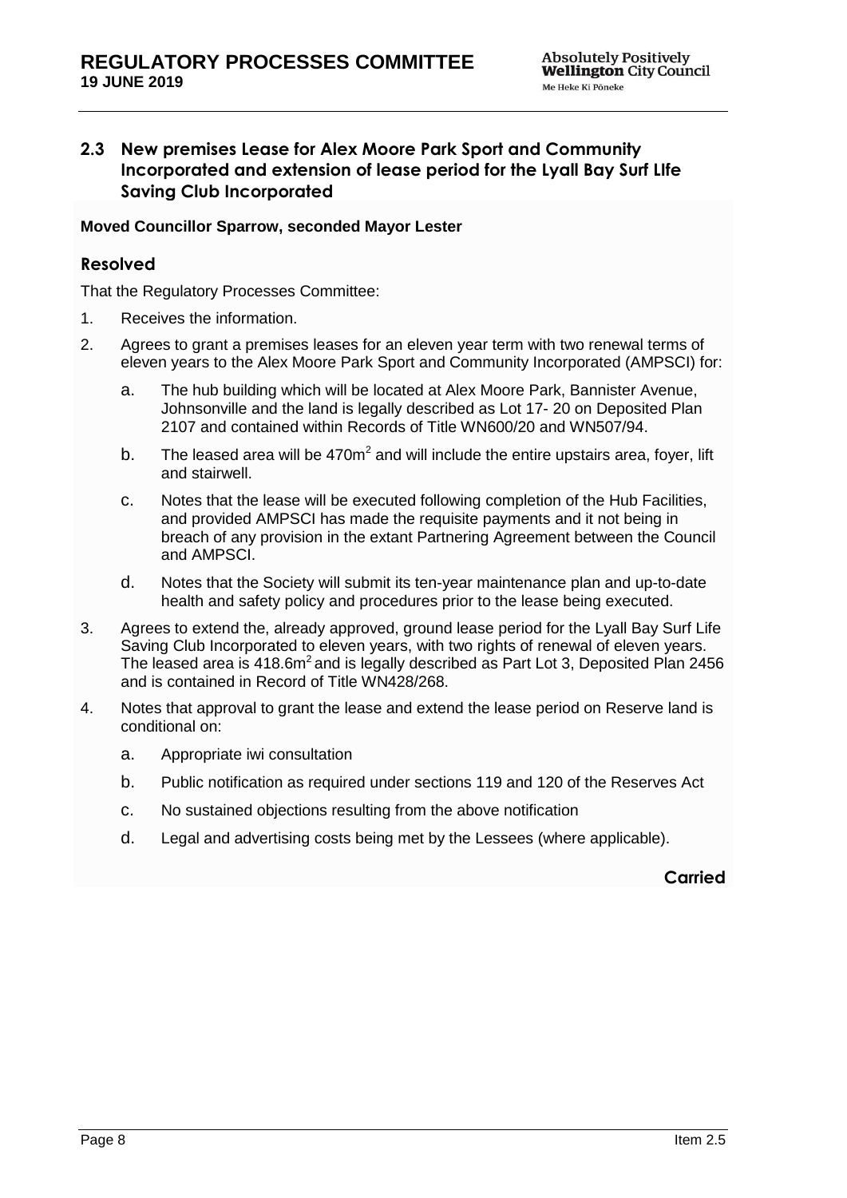### 2.3 New premises Lease for Alex Moore Park Sport and Community Incorporated and extension of lease period for the Lyall Bay Surf LIfe Saving Club Incorporated

**Moved Councillor Sparrow, seconded Mayor Lester**

#### Resolved

That the Regulatory Processes Committee:

1. Receives the information.
2. Agrees to grant a premises leases for an eleven year term with two renewal terms of eleven years to the Alex Moore Park Sport and Community Incorporated (AMPSCI) for:
   a. The hub building which will be located at Alex Moore Park, Bannister Avenue, Johnsonville and the land is legally described as Lot 17- 20 on Deposited Plan 2107 and contained within Records of Title WN600/20 and WN507/94.
   b. The leased area will be 470m$^2$ and will include the entire upstairs area, foyer, lift and stairwell.
   c. Notes that the lease will be executed following completion of the Hub Facilities, and provided AMPSCI has made the requisite payments and it not being in breach of any provision in the extant Partnering Agreement between the Council and AMPSCI.
   d. Notes that the Society will submit its ten-year maintenance plan and up-to-date health and safety policy and procedures prior to the lease being executed.
3. Agrees to extend the, already approved, ground lease period for the Lyall Bay Surf Life Saving Club Incorporated to eleven years, with two rights of renewal of eleven years. The leased area is 418.6m$^2$ and is legally described as Part Lot 3, Deposited Plan 2456 and is contained in Record of Title WN428/268.
4. Notes that approval to grant the lease and extend the lease period on Reserve land is conditional on:
   a. Appropriate iwi consultation
   b. Public notification as required under sections 119 and 120 of the Reserves Act
   c. No sustained objections resulting from the above notification
   d. Legal and advertising costs being met by the Lessees (where applicable).

**Carried**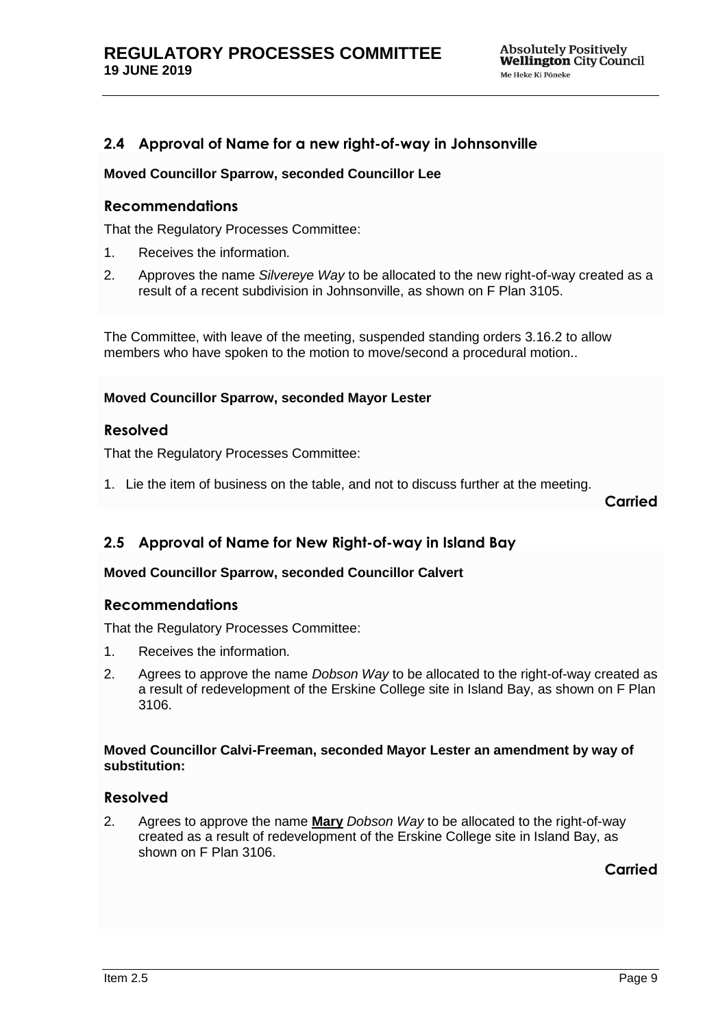## 2.4 Approval of Name for a new right-of-way in Johnsonville

**Moved Councillor Sparrow, seconded Councillor Lee**

### Recommendations

That the Regulatory Processes Committee:

1. Receives the information.
2. Approves the name *Silvereye Way* to be allocated to the new right-of-way created as a result of a recent subdivision in Johnsonville, as shown on F Plan 3105.

The Committee, with leave of the meeting, suspended standing orders 3.16.2 to allow members who have spoken to the motion to move/second a procedural motion..

**Moved Councillor Sparrow, seconded Mayor Lester**

### Resolved

That the Regulatory Processes Committee:

1. Lie the item of business on the table, and not to discuss further at the meeting.

**Carried**

## 2.5 Approval of Name for New Right-of-way in Island Bay

**Moved Councillor Sparrow, seconded Councillor Calvert**

### Recommendations

That the Regulatory Processes Committee:

1. Receives the information.
2. Agrees to approve the name *Dobson Way* to be allocated to the right-of-way created as a result of redevelopment of the Erskine College site in Island Bay, as shown on F Plan 3106.

**Moved Councillor Calvi-Freeman, seconded Mayor Lester an amendment by way of substitution:**

### Resolved

2. Agrees to approve the name **Mary** *Dobson Way* to be allocated to the right-of-way created as a result of redevelopment of the Erskine College site in Island Bay, as shown on F Plan 3106.

**Carried**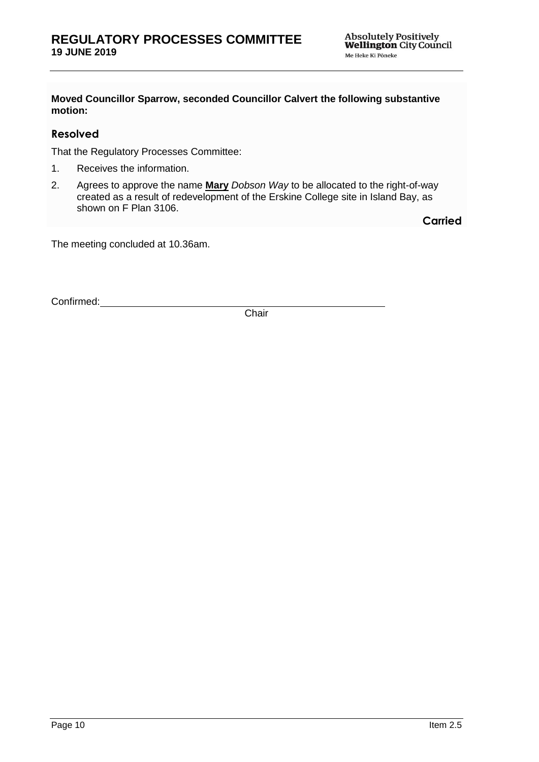**Moved Councillor Sparrow, seconded Councillor Calvert the following substantive motion:**

## Resolved

That the Regulatory Processes Committee:

1. Receives the information.
2. Agrees to approve the name **Mary** *Dobson Way* to be allocated to the right-of-way created as a result of redevelopment of the Erskine College site in Island Bay, as shown on F Plan 3106.

**Carried**

The meeting concluded at 10.36am.

Confirmed: ______________________________________________

Chair